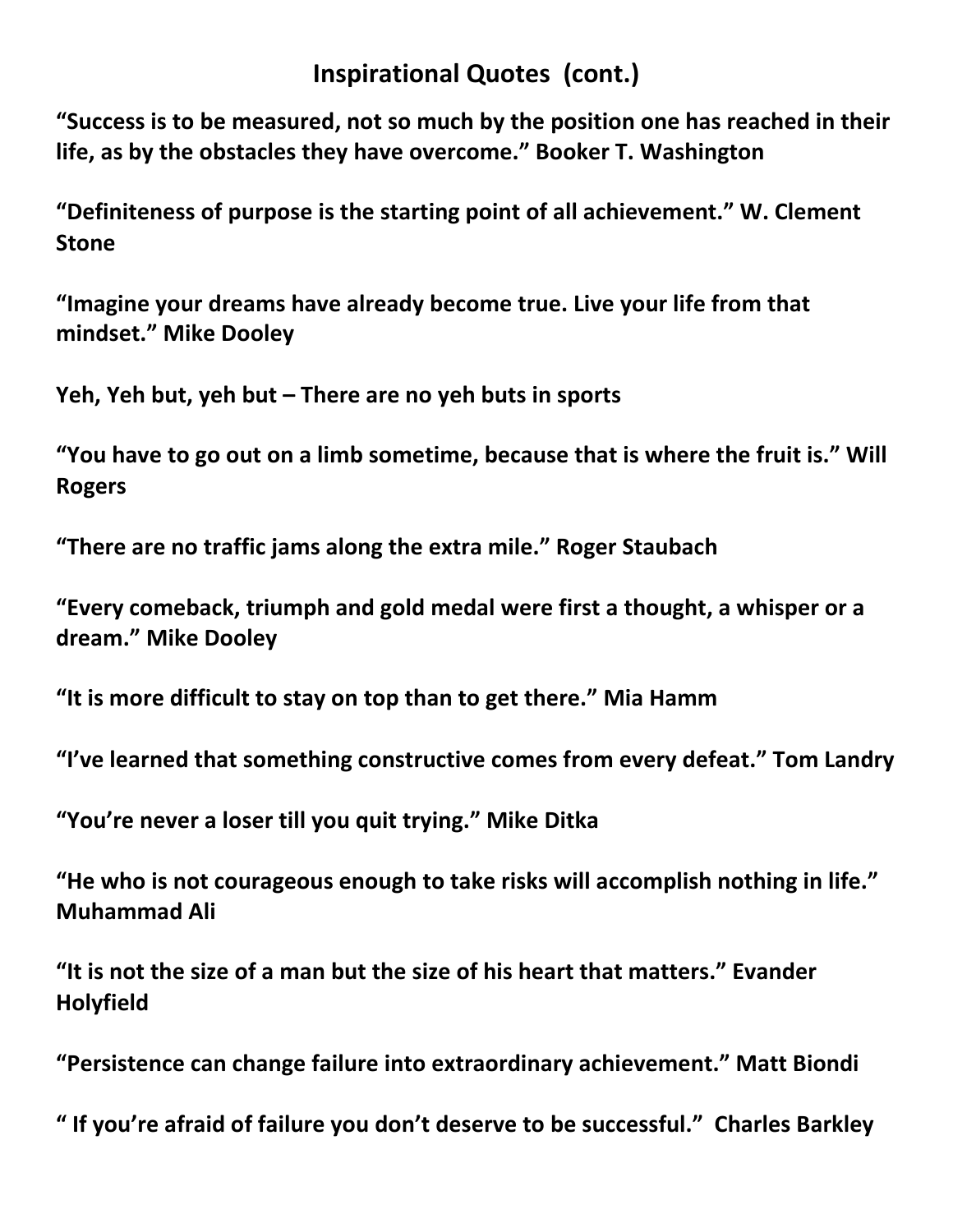# Inspirational Quotes (cont.)

**"Success is to be measured, not so much by the position one has reached in their life, as by the obstacles they have overcome." Booker T. Washington**

**"Definiteness of purpose is the starting point of all achievement." W. Clement Stone**

**"Imagine your dreams have already become true. Live your life from that mindset." Mike Dooley**

**Yeh, Yeh but, yeh but – There are no yeh buts in sports**

**"You have to go out on a limb sometime, because that is where the fruit is." Will Rogers**

**"There are no traffic jams along the extra mile." Roger Staubach**

**"Every comeback, triumph and gold medal were first a thought, a whisper or a dream." Mike Dooley**

**"It is more difficult to stay on top than to get there." Mia Hamm**

**"I've learned that something constructive comes from every defeat." Tom Landry**

**"You're never a loser till you quit trying." Mike Ditka**

**"He who is not courageous enough to take risks will accomplish nothing in life." Muhammad Ali**

**"It is not the size of a man but the size of his heart that matters." Evander Holyfield**

**"Persistence can change failure into extraordinary achievement." Matt Biondi**

**" If you're afraid of failure you don't deserve to be successful." Charles Barkley**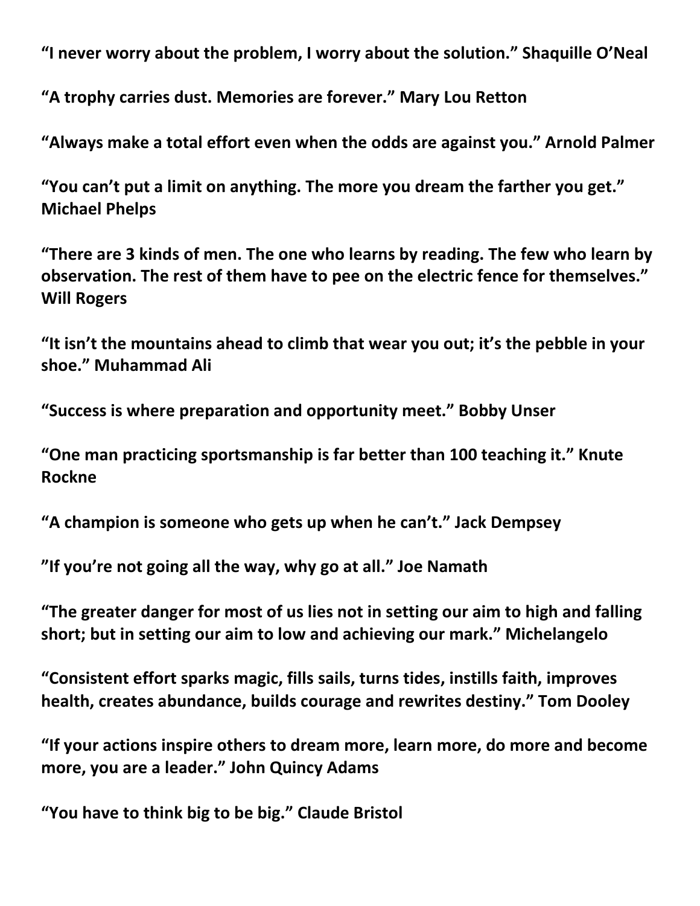**“I never worry about the problem, I worry about the solution.” Shaquille O’Neal**

**“A trophy carries dust. Memories are forever.” Mary Lou Retton**

**“Always make a total effort even when the odds are against you.” Arnold Palmer**

**“You can’t put a limit on anything. The more you dream the farther you get.” Michael Phelps**

**“There are 3 kinds of men. The one who learns by reading. The few who learn by observation. The rest of them have to pee on the electric fence for themselves.” Will Rogers**

**“It isn’t the mountains ahead to climb that wear you out; it’s the pebble in your shoe.” Muhammad Ali**

**“Success is where preparation and opportunity meet.” Bobby Unser**

**“One man practicing sportsmanship is far better than 100 teaching it.” Knute Rockne**

**“A champion is someone who gets up when he can’t.” Jack Dempsey**

**”If you’re not going all the way, why go at all.” Joe Namath**

**“The greater danger for most of us lies not in setting our aim to high and falling short; but in setting our aim to low and achieving our mark.” Michelangelo**

**“Consistent effort sparks magic, fills sails, turns tides, instills faith, improves health, creates abundance, builds courage and rewrites destiny.” Tom Dooley**

**“If your actions inspire others to dream more, learn more, do more and become more, you are a leader.” John Quincy Adams**

**“You have to think big to be big.” Claude Bristol**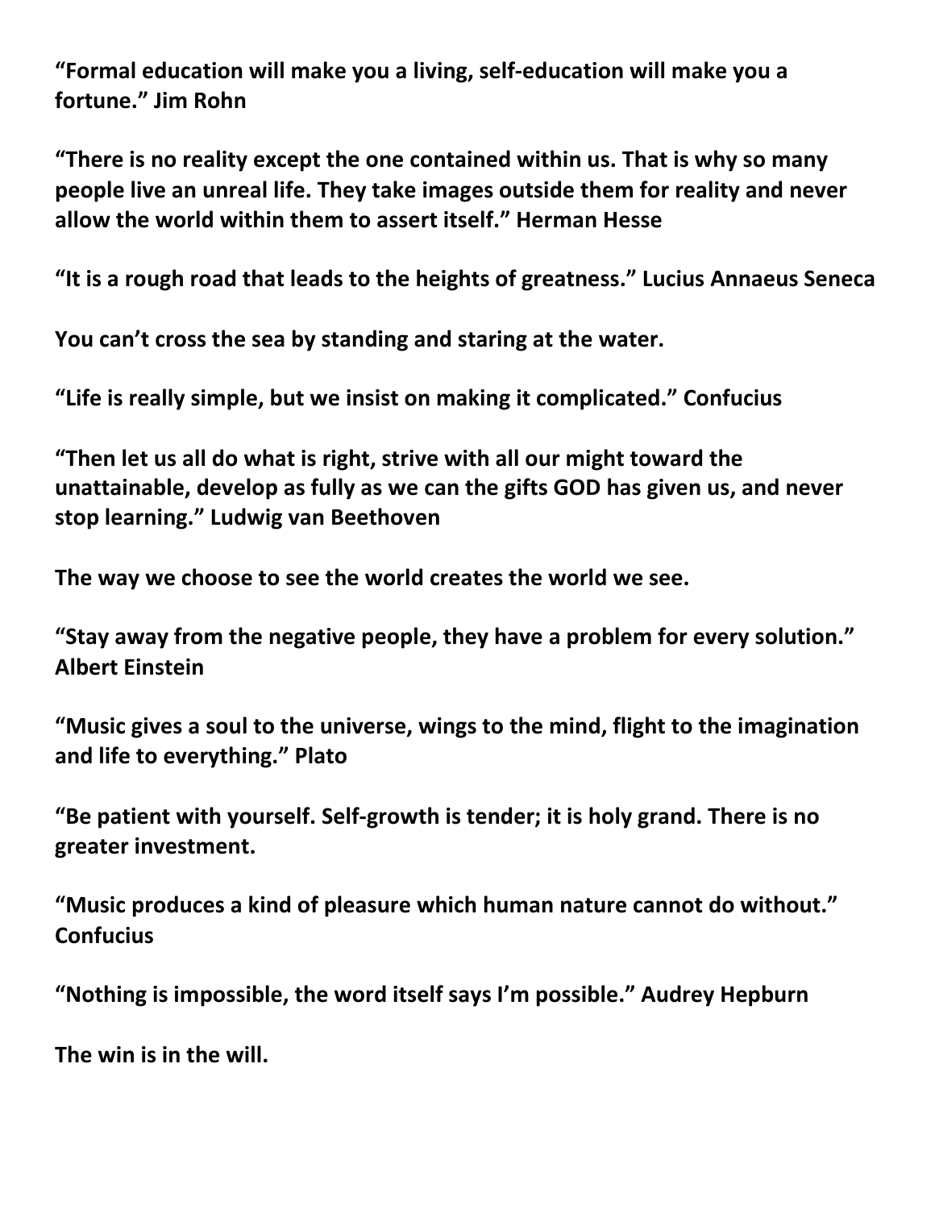**“Formal education will make you a living, self-education will make you a fortune.” Jim Rohn**

**“There is no reality except the one contained within us. That is why so many people live an unreal life. They take images outside them for reality and never allow the world within them to assert itself.” Herman Hesse**

**“It is a rough road that leads to the heights of greatness.” Lucius Annaeus Seneca**

**You can’t cross the sea by standing and staring at the water.**

**“Life is really simple, but we insist on making it complicated.” Confucius**

**“Then let us all do what is right, strive with all our might toward the unattainable, develop as fully as we can the gifts GOD has given us, and never stop learning.” Ludwig van Beethoven**

**The way we choose to see the world creates the world we see.**

**“Stay away from the negative people, they have a problem for every solution.” Albert Einstein**

**“Music gives a soul to the universe, wings to the mind, flight to the imagination and life to everything.” Plato**

**“Be patient with yourself. Self-growth is tender; it is holy grand. There is no greater investment.**

**“Music produces a kind of pleasure which human nature cannot do without.” Confucius**

**“Nothing is impossible, the word itself says I’m possible.” Audrey Hepburn**

**The win is in the will.**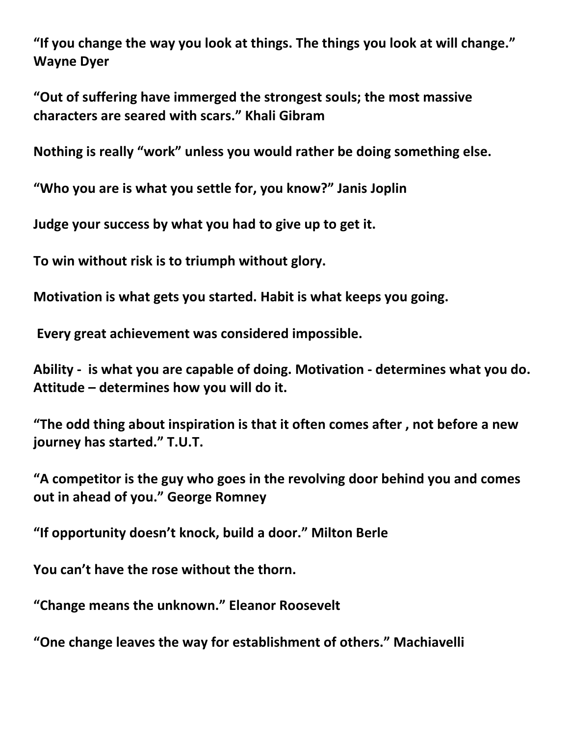**"If you change the way you look at things. The things you look at will change." Wayne Dyer**

**"Out of suffering have immerged the strongest souls; the most massive characters are seared with scars." Khali Gibram**

**Nothing is really "work" unless you would rather be doing something else.**

**"Who you are is what you settle for, you know?" Janis Joplin**

**Judge your success by what you had to give up to get it.**

**To win without risk is to triumph without glory.**

**Motivation is what gets you started. Habit is what keeps you going.**

**Every great achievement was considered impossible.**

**Ability - is what you are capable of doing. Motivation - determines what you do. Attitude – determines how you will do it.**

**"The odd thing about inspiration is that it often comes after , not before a new journey has started." T.U.T.**

**"A competitor is the guy who goes in the revolving door behind you and comes out in ahead of you." George Romney**

**"If opportunity doesn't knock, build a door." Milton Berle**

**You can't have the rose without the thorn.**

**"Change means the unknown." Eleanor Roosevelt**

**"One change leaves the way for establishment of others." Machiavelli**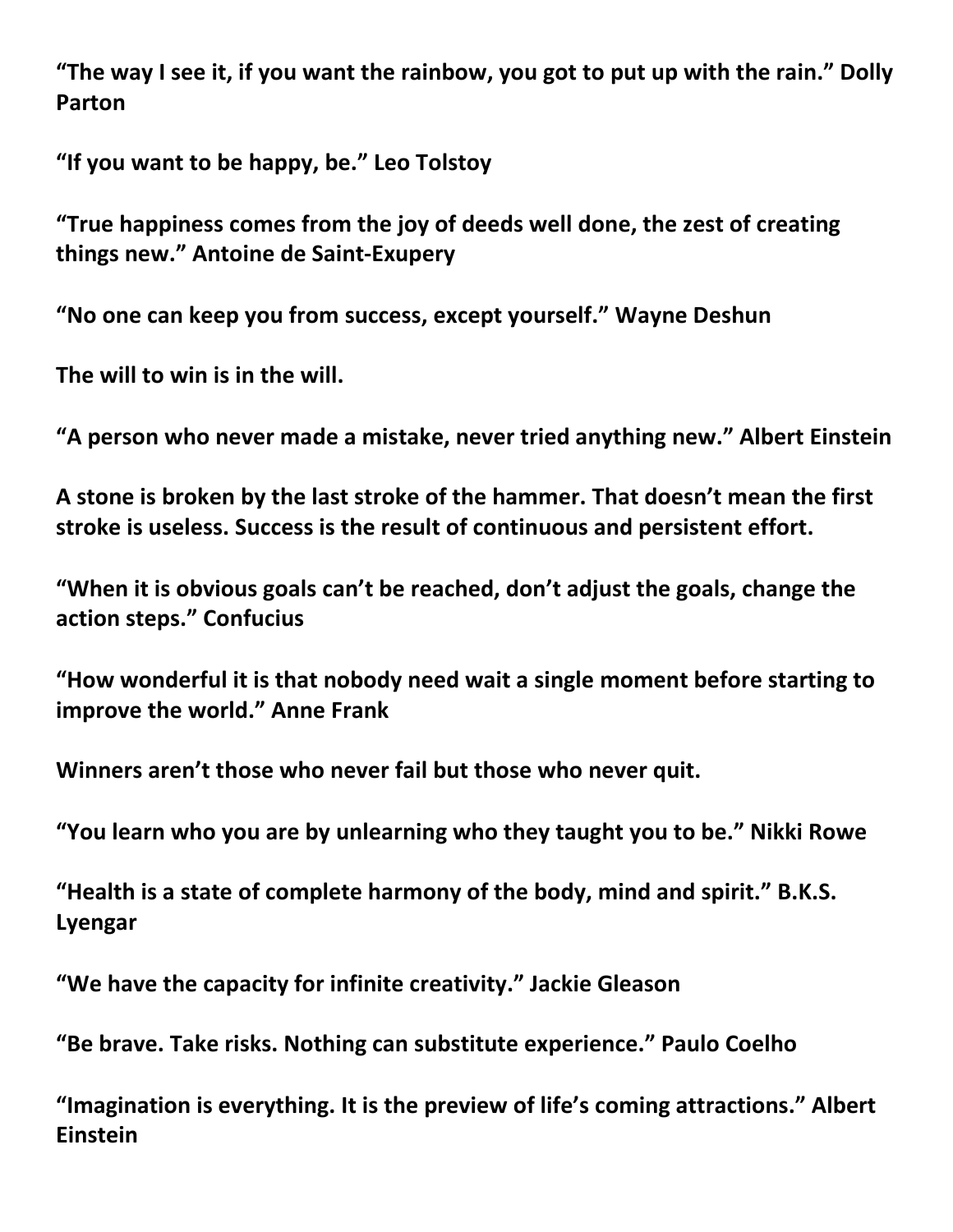**“The way I see it, if you want the rainbow, you got to put up with the rain.” Dolly Parton**

**“If you want to be happy, be.” Leo Tolstoy**

**“True happiness comes from the joy of deeds well done, the zest of creating things new.” Antoine de Saint-Exupery**

**“No one can keep you from success, except yourself.” Wayne Deshun**

**The will to win is in the will.**

**“A person who never made a mistake, never tried anything new.” Albert Einstein**

**A stone is broken by the last stroke of the hammer. That doesn’t mean the first stroke is useless. Success is the result of continuous and persistent effort.**

**“When it is obvious goals can’t be reached, don’t adjust the goals, change the action steps.” Confucius**

**“How wonderful it is that nobody need wait a single moment before starting to improve the world.” Anne Frank**

**Winners aren’t those who never fail but those who never quit.**

**“You learn who you are by unlearning who they taught you to be.” Nikki Rowe**

**“Health is a state of complete harmony of the body, mind and spirit.” B.K.S. Lyengar**

**“We have the capacity for infinite creativity.” Jackie Gleason**

**“Be brave. Take risks. Nothing can substitute experience.” Paulo Coelho**

**“Imagination is everything. It is the preview of life’s coming attractions.” Albert Einstein**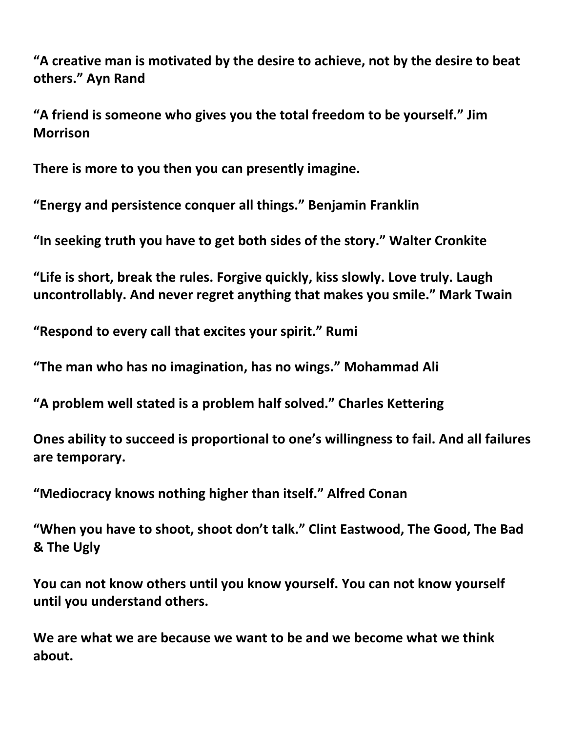**"A creative man is motivated by the desire to achieve, not by the desire to beat others." Ayn Rand**

**"A friend is someone who gives you the total freedom to be yourself." Jim Morrison**

**There is more to you then you can presently imagine.**

**"Energy and persistence conquer all things." Benjamin Franklin**

**"In seeking truth you have to get both sides of the story." Walter Cronkite**

**"Life is short, break the rules. Forgive quickly, kiss slowly. Love truly. Laugh uncontrollably. And never regret anything that makes you smile." Mark Twain**

**"Respond to every call that excites your spirit." Rumi**

**"The man who has no imagination, has no wings." Mohammad Ali**

**"A problem well stated is a problem half solved." Charles Kettering**

**Ones ability to succeed is proportional to one's willingness to fail. And all failures are temporary.**

**"Mediocracy knows nothing higher than itself." Alfred Conan**

**"When you have to shoot, shoot don't talk." Clint Eastwood, The Good, The Bad & The Ugly**

**You can not know others until you know yourself. You can not know yourself until you understand others.**

**We are what we are because we want to be and we become what we think about.**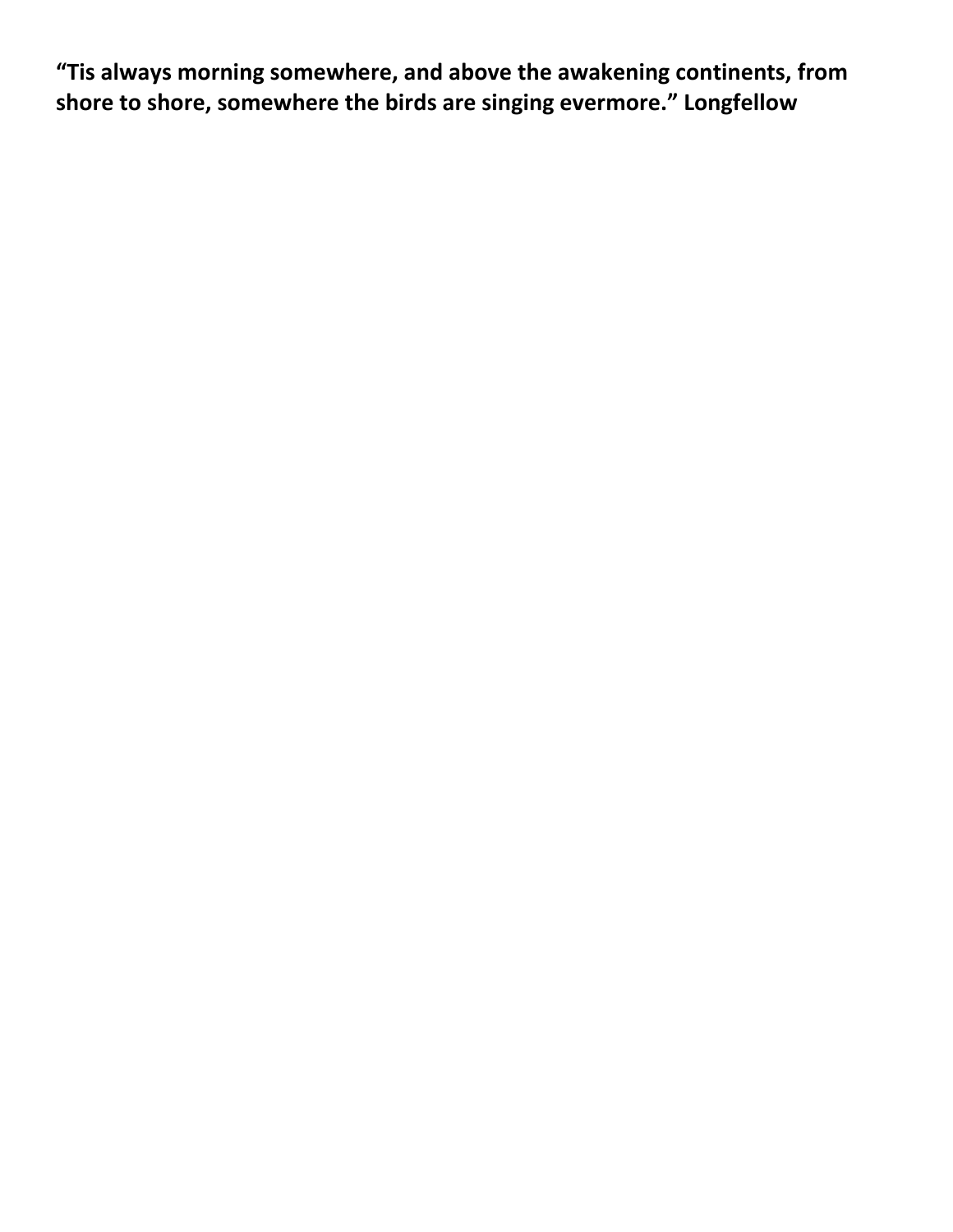**“Tis always morning somewhere, and above the awakening continents, from shore to shore, somewhere the birds are singing evermore.” Longfellow**